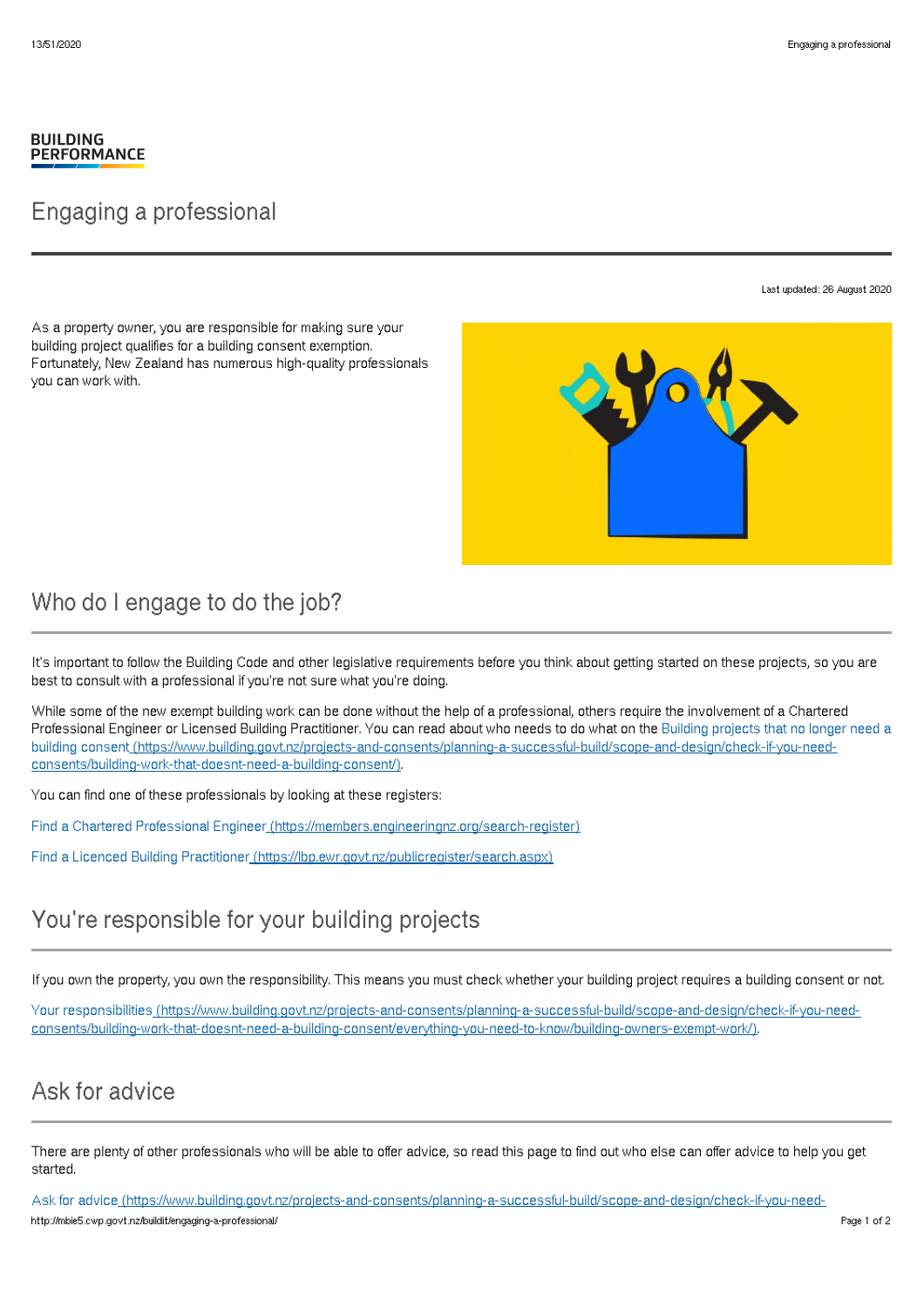BUILDING
PERFORMANCE

# Engaging a professional

Last updated: 26 August 2020

As a property owner, you are responsible for making sure your building project qualifies for a building consent exemption. Fortunately, New Zealand has numerous high-quality professionals you can work with.

## Who do I engage to do the job?

It's important to follow the Building Code and other legislative requirements before you think about getting started on these projects, so you are best to consult with a professional if you're not sure what you're doing.

While some of the new exempt building work can be done without the help of a professional, others require the involvement of a Chartered Professional Engineer or Licensed Building Practitioner. You can read about who needs to do what on the Building projects that no longer need a building consent (https://www.building.govt.nz/projects-and-consents/planning-a-successful-build/scope-and-design/check-if-you-need-consents/building-work-that-doesnt-need-a-building-consent/).

You can find one of these professionals by looking at these registers:

Find a Chartered Professional Engineer (https://members.engineeringnz.org/search-register)

Find a Licenced Building Practitioner (https://lbp.ewr.govt.nz/publicregister/search.aspx)

## You're responsible for your building projects

If you own the property, you own the responsibility. This means you must check whether your building project requires a building consent or not.

Your responsibilities (https://www.building.govt.nz/projects-and-consents/planning-a-successful-build/scope-and-design/check-if-you-need-consents/building-work-that-doesnt-need-a-building-consent/everything-you-need-to-know/building-owners-exempt-work/).

## Ask for advice

There are plenty of other professionals who will be able to offer advice, so read this page to find out who else can offer advice to help you get started.

Ask for advice (https://www.building.govt.nz/projects-and-consents/planning-a-successful-build/scope-and-design/check-if-you-need-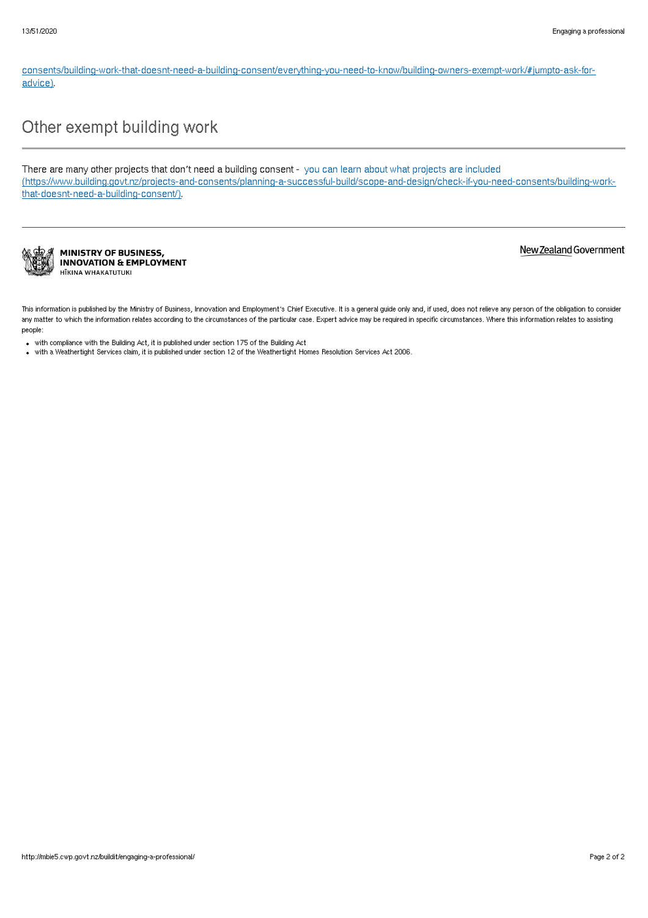consents/building-work-that-doesnt-need-a-building-consent/everything-you-need-to-know/building-owners-exempt-work/#jumpto-ask-for-advice).

## Other exempt building work

There are many other projects that don't need a building consent - you can learn about what projects are included (https://www.building.govt.nz/projects-and-consents/planning-a-successful-build/scope-and-design/check-if-you-need-consents/building-work-that-doesnt-need-a-building-consent/).

**MINISTRY OF BUSINESS, INNOVATION & EMPLOYMENT**
HĪKINA WHAKATUTUKI

New Zealand Government

This information is published by the Ministry of Business, Innovation and Employment's Chief Executive. It is a general guide only and, if used, does not relieve any person of the obligation to consider any matter to which the information relates according to the circumstances of the particular case. Expert advice may be required in specific circumstances. Where this information relates to assisting people:

- with compliance with the Building Act, it is published under section 175 of the Building Act
- with a Weathertight Services claim, it is published under section 12 of the Weathertight Homes Resolution Services Act 2006.